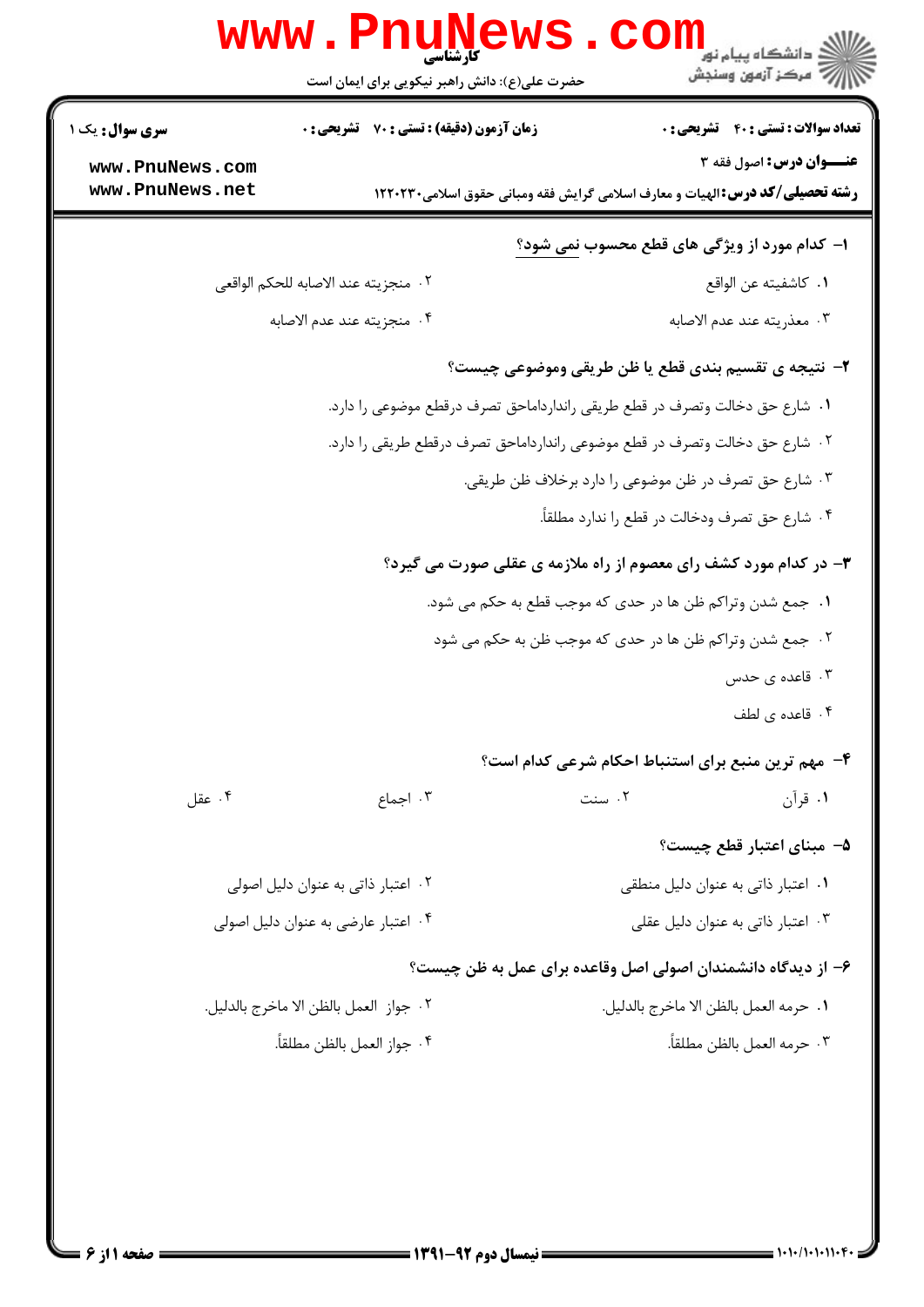کارشناسی

حضرت علی(ع): دانش راهبر نیکویی برای ایمان است

**سری سوال:** یک ۱ | **زمان آزمون (دقیقه) : تستی : ۷۰ تشریحی : ۰** | **تعداد سوالات : تستی : ۴۰ تشریحی : ۰**

**عنـــوان درس:** اصول فقه ۳

**رشته تحصیلی/کد درس:** الهیات و معارف اسلامی گرایش فقه ومبانی حقوق اسلامی۱۲۲۰۲۳۰

**۱- کدام مورد از ویژگی های قطع محسوب نمی شود؟**

۱. کاشفیته عن الواقع
۲. منجزیته عند الاصابه للحکم الواقعی
۳. معذریته عند عدم الاصابه
۴. منجزیته عند عدم الاصابه

**۲- نتیجه ی تقسیم بندی قطع یا ظن طریقی وموضوعی چیست؟**

۱. شارع حق دخالت وتصرف در قطع طریقی رانداردداماحق تصرف درقطع موضوعی را دارد.
۲. شارع حق دخالت وتصرف در قطع موضوعی رانداردداماحق تصرف درقطع طریقی را دارد.
۳. شارع حق تصرف در ظن موضوعی را دارد برخلاف ظن طریقی.
۴. شارع حق تصرف ودخالت در قطع را ندارد مطلقاً.

**۳- در کدام مورد کشف رای معصوم از راه ملازمه ی عقلی صورت می گیرد؟**

۱. جمع شدن وتراکم ظن ها در حدی که موجب قطع به حکم می شود.
۲. جمع شدن وتراکم ظن ها در حدی که موجب ظن به حکم می شود
۳. قاعده ی حدس
۴. قاعده ی لطف

**۴- مهم ترین منبع برای استنباط احکام شرعی کدام است؟**

۱. قرآن
۲. سنت
۳. اجماع
۴. عقل

**۵- مبنای اعتبار قطع چیست؟**

۱. اعتبار ذاتی به عنوان دلیل منطقی
۲. اعتبار ذاتی به عنوان دلیل اصولی
۳. اعتبار ذاتی به عنوان دلیل عقلی
۴. اعتبار عارضی به عنوان دلیل اصولی

**۶- از دیدگاه دانشمندان اصولی اصل وقاعده برای عمل به ظن چیست؟**

۱. حرمه العمل بالظن الا ماخرج بالدلیل.
۲. جواز العمل بالظن الا ماخرج بالدلیل.
۳. حرمه العمل بالظن مطلقاً.
۴. جواز العمل بالظن مطلقاً.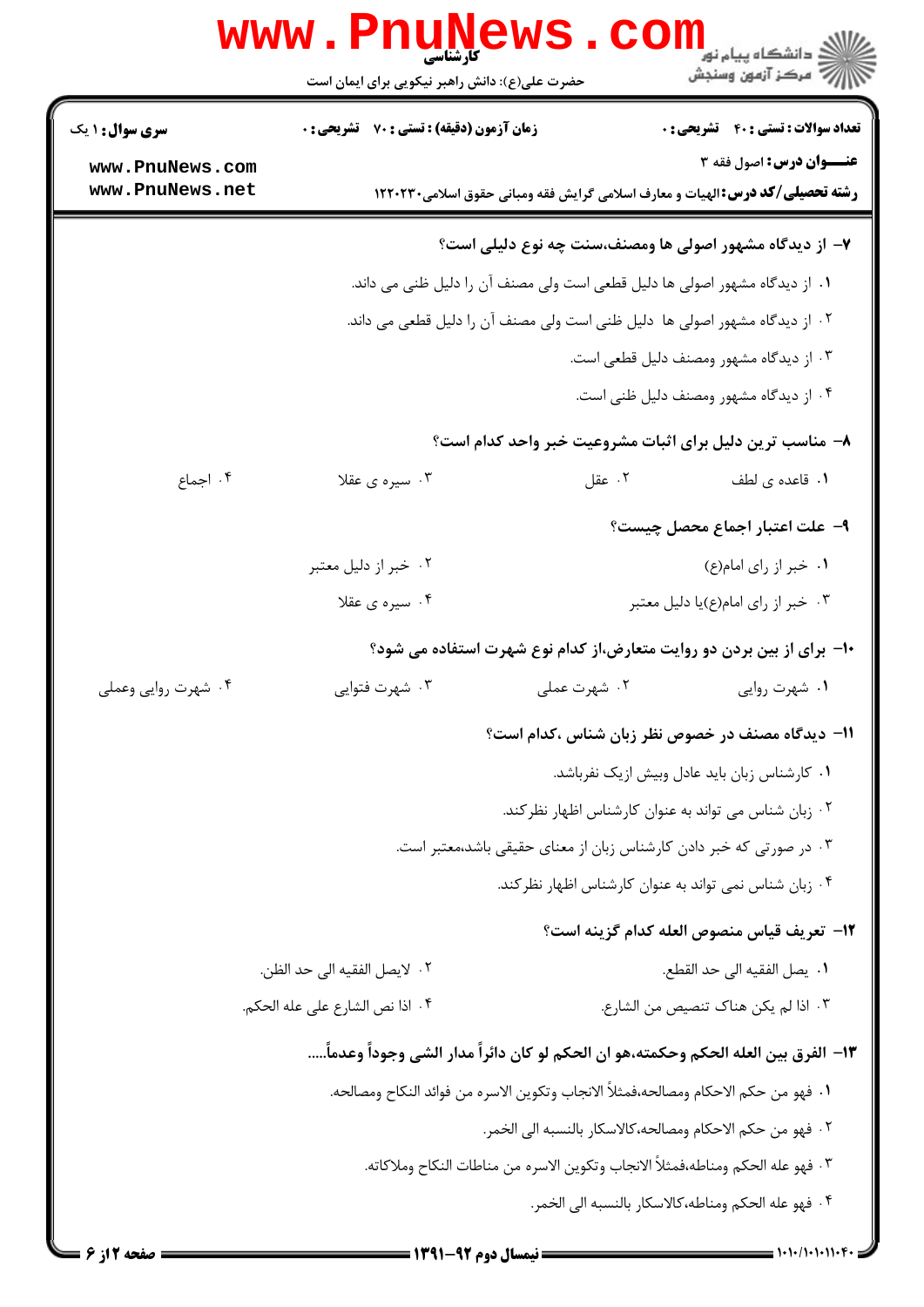۷- از دیدگاه مشهور اصولی ها ومصنف،سنت چه نوع دلیلی است؟

۱. از دیدگاه مشهور اصولی ها دلیل قطعی است ولی مصنف آن را دلیل ظنی می داند.

۲. از دیدگاه مشهور اصولی ها دلیل ظنی است ولی مصنف آن را دلیل قطعی می داند.

۳. از دیدگاه مشهور ومصنف دلیل قطعی است.

۴. از دیدگاه مشهور ومصنف دلیل ظنی است.

۸- مناسب ترین دلیل برای اثبات مشروعیت خبر واحد کدام است؟

۱. قاعده ی لطف
۲. عقل
۳. سیره ی عقلا
۴. اجماع

۹- علت اعتبار اجماع محصل چیست؟

۱. خبر از رای امام(ع)
۲. خبر از دلیل معتبر
۳. خبر از رای امام(ع)یا دلیل معتبر
۴. سیره ی عقلا

۱۰- برای از بین بردن دو روایت متعارض،از کدام نوع شهرت استفاده می شود؟

۱. شهرت روایی
۲. شهرت عملی
۳. شهرت فتوایی
۴. شهرت روایی وعملی

۱۱- دیدگاه مصنف در خصوص نظر زبان شناس ،کدام است؟

۱. کارشناس زبان باید عادل وبیش ازیک نفرباشد.

۲. زبان شناس می تواند به عنوان کارشناس اظهار نظرکند.

۳. در صورتی که خبر دادن کارشناس زبان از معنای حقیقی باشد،معتبر است.

۴. زبان شناس نمی تواند به عنوان کارشناس اظهار نظرکند.

۱۲- تعریف قیاس منصوص العله کدام گزینه است؟

۱. یصل الفقیه الی حد القطع.
۲. لایصل الفقیه الی حد الظن.
۳. اذا لم یکن هناک تنصیص من الشارع.
۴. اذا نص الشارع علی عله الحکم.

۱۳- الفرق بین العله الحکم وحکمته،هو ان الحکم لو کان دائراً مدار الشی وجوداً وعدماً.....

۱. فهو من حکم الاحکام ومصالحه،فمثلاً الانجاب وتکوین الاسره من فوائد النکاح ومصالحه.

۲. فهو من حکم الاحکام ومصالحه،کالاسکار بالنسبه الی الخمر.

۳. فهو عله الحکم ومناطه،فمثلاً الانجاب وتکوین الاسره من مناطات النکاح وملاکاته.

۴. فهو عله الحکم ومناطه،کالاسکار بالنسبه الی الخمر.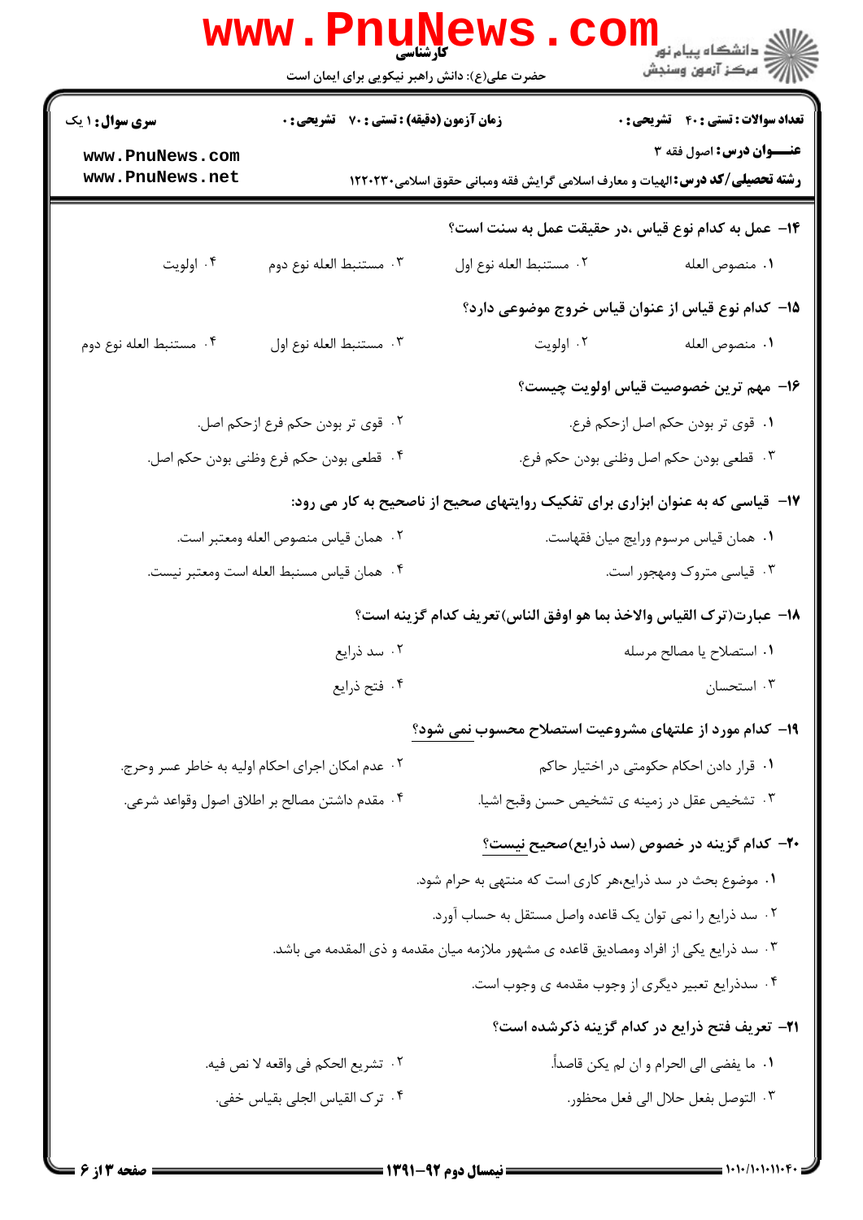کارشناسی

حضرت علی(ع): دانش راهبر نیکویی برای ایمان است

**تعداد سوالات : تستی : ۴۰ تشریحی : ۰** | **زمان آزمون (دقیقه) : تستی : ۷۰ تشریحی : ۰** | **سری سوال : ۱ یک**

**عنـــوان درس:** اصول فقه ۳

**رشته تحصیلی/کد درس:** الهیات و معارف اسلامی گرایش فقه ومبانی حقوق اسلامی۱۲۲۰۲۳۰

**۱۴- عمل به کدام نوع قیاس ،در حقیقت عمل به سنت است؟**

۱. منصوص العله
۲. مستنبط العله نوع اول
۳. مستنبط العله نوع دوم
۴. اولویت

**۱۵- کدام نوع قیاس از عنوان قیاس خروج موضوعی دارد؟**

۱. منصوص العله
۲. اولویت
۳. مستنبط العله نوع اول
۴. مستنبط العله نوع دوم

**۱۶- مهم ترین خصوصیت قیاس اولویت چیست؟**

۱. قوی تر بودن حکم اصل ازحکم فرع.
۲. قوی تر بودن حکم فرع ازحکم اصل.
۳. قطعی بودن حکم اصل وظنی بودن حکم فرع.
۴. قطعی بودن حکم فرع وظنی بودن حکم اصل.

**۱۷- قیاسی که به عنوان ابزاری برای تفکیک روایتهای صحیح از ناصحیح به کار می رود:**

۱. همان قیاس مرسوم ورایج میان فقهاست.
۲. همان قیاس منصوص العله ومعتبر است.
۳. قیاسی متروک ومهجور است.
۴. همان قیاس مسنبط العله است ومعتبر نیست.

**۱۸- عبارت(ترک القیاس والاخذ بما هو اوفق الناس)تعریف کدام گزینه است؟**

۱. استصلاح یا مصالح مرسله
۲. سد ذرایع
۳. استحسان
۴. فتح ذرایع

**۱۹- کدام مورد از علتهای مشروعیت استصلاح محسوب نمی شود؟**

۱. قرار دادن احکام حکومتی در اختیار حاکم
۲. عدم امکان اجرای احکام اولیه به خاطر عسر وحرج.
۳. تشخیص عقل در زمینه ی تشخیص حسن وقبح اشیا.
۴. مقدم داشتن مصالح بر اطلاق اصول وقواعد شرعی.

**۲۰- کدام گزینه در خصوص (سد ذرایع)صحیح نیست؟**

۱. موضوع بحث در سد ذرایع،هر کاری است که منتهی به حرام شود.
۲. سد ذرایع را نمی توان یک قاعده واصل مستقل به حساب آورد.
۳. سد ذرایع یکی از افراد ومصادیق قاعده ی مشهور ملازمه میان مقدمه و ذی المقدمه می باشد.
۴. سدذرایع تعبیر دیگری از وجوب مقدمه ی وجوب است.

**۲۱- تعریف فتح ذرایع در کدام گزینه ذکرشده است؟**

۱. ما یفضی الی الحرام و ان لم یکن قاصداً.
۲. تشریع الحکم فی واقعه لا نص فیه.
۳. التوصل بفعل حلال الی فعل محظور.
۴. ترک القیاس الجلی بقیاس خفی.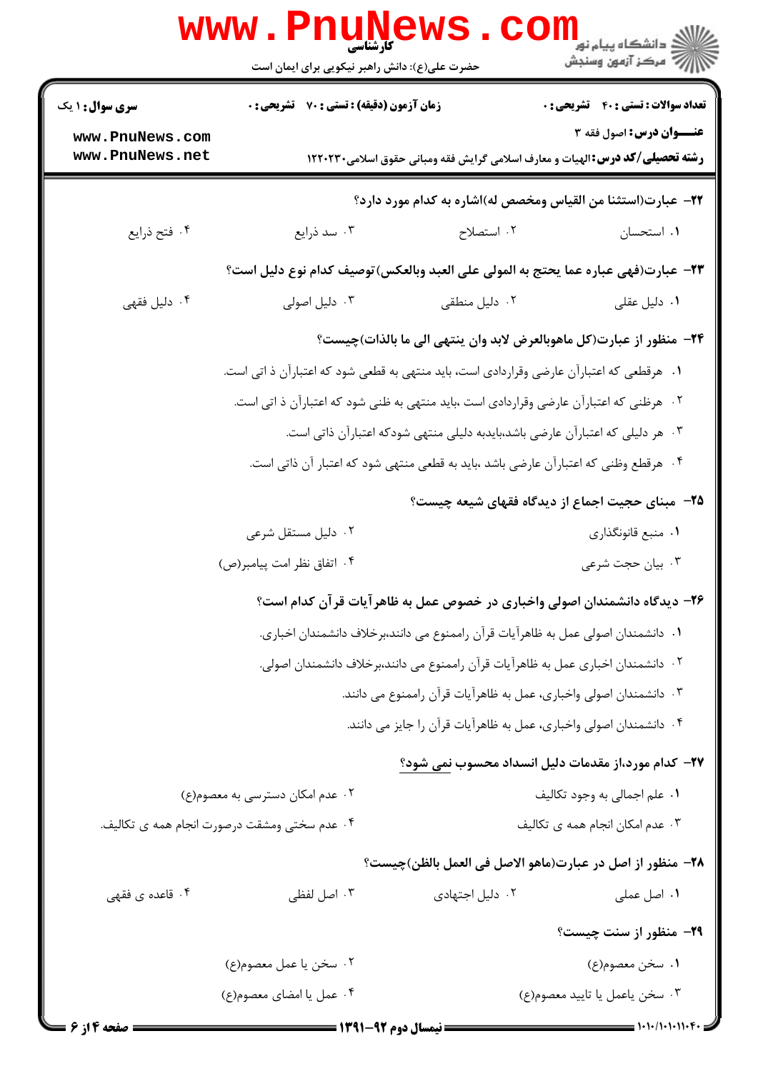**۲۲- عبارت(استثنا من القیاس ومخصص له)اشاره به کدام مورد دارد؟**

۱. استحسان
۲. استصلاح
۳. سد ذرایع
۴. فتح ذرایع

**۲۳- عبارت(فهی عباره عما یحتج به المولی علی العبد وبالعکس)توصیف کدام نوع دلیل است؟**

۱. دلیل عقلی
۲. دلیل منطقی
۳. دلیل اصولی
۴. دلیل فقهی

**۲۴- منظور از عبارت(کل ماهوبالعرض لابد وان ینتهی الی ما بالذات)چیست؟**

۱. هرقطعی که اعتبارآن عارضی وقراردادی است، باید منتهی به قطعی شود که اعتبارآن ذ اتی است.
۲. هرظنی که اعتبارآن عارضی وقراردادی است ،باید منتهی به ظنی شود که اعتبارآن ذ اتی است.
۳. هر دلیلی که اعتبارآن عارضی باشد،بایدبه دلیلی منتهی شودکه اعتبارآن ذاتی است.
۴. هرقطع وظنی که اعتبارآن عارضی باشد ،باید به قطعی منتهی شود که اعتبار آن ذاتی است.

**۲۵- مبنای حجیت اجماع از دیدگاه فقهای شیعه چیست؟**

۱. منبع قانونگذاری
۲. دلیل مستقل شرعی
۳. بیان حجت شرعی
۴. اتفاق نظر امت پیامبر(ص)

**۲۶- دیدگاه دانشمندان اصولی واخباری در خصوص عمل به ظاهرآیات قرآن کدام است؟**

۱. دانشمندان اصولی عمل به ظاهرآیات قرآن راممنوع می دانند،برخلاف دانشمندان اخباری.
۲. دانشمندان اخباری عمل به ظاهرآیات قرآن راممنوع می دانند،برخلاف دانشمندان اصولی.
۳. دانشمندان اصولی واخباری، عمل به ظاهرآیات قرآن راممنوع می دانند.
۴. دانشمندان اصولی واخباری، عمل به ظاهرآیات قرآن را جایز می دانند.

**۲۷- کدام مورد،از مقدمات دلیل انسداد محسوب نمی شود؟**

۱. علم اجمالی به وجود تکالیف
۲. عدم امکان دسترسی به معصوم(ع)
۳. عدم امکان انجام همه ی تکالیف
۴. عدم سختی ومشقت درصورت انجام همه ی تکالیف.

**۲۸- منظور از اصل در عبارت(ماهو الاصل فی العمل بالظن)چیست؟**

۱. اصل عملی
۲. دلیل اجتهادی
۳. اصل لفظی
۴. قاعده ی فقهی

**۲۹- منظور از سنت چیست؟**

۱. سخن معصوم(ع)
۲. سخن یا عمل معصوم(ع)
۳. سخن یاعمل یا تایید معصوم(ع)
۴. عمل یا امضای معصوم(ع)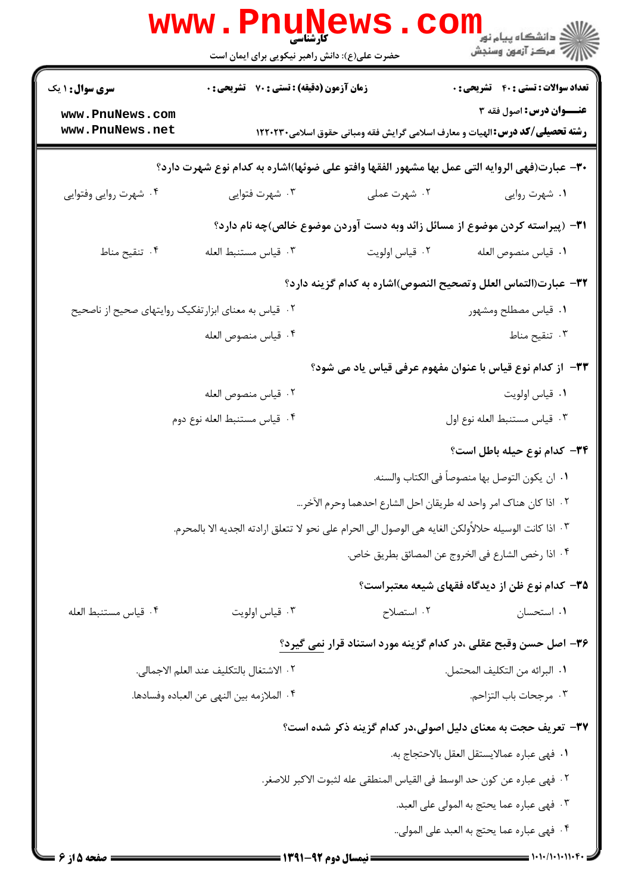کارشناسی

حضرت علی(ع): دانش راهبر نیکویی برای ایمان است

**سری سوال:** ۱ یک | **زمان آزمون (دقیقه) : تستی :** ۷۰ **تشریحی :** ۰ | **تعداد سوالات : تستی :** ۴۰ **تشریحی :** ۰

**عنـــوان درس:** اصول فقه ۳

**رشته تحصیلی/کد درس:** الهیات و معارف اسلامی گرایش فقه ومبانی حقوق اسلامی۱۲۲۰۲۳۰

**۳۰-** عبارت(فهی الروایه التی عمل بها مشهور الفقها وافتو علی ضوئها)اشاره به کدام نوع شهرت دارد؟

۱. شهرت روایی
۲. شهرت عملی
۳. شهرت فتوایی
۴. شهرت روایی وفتوایی

**۳۱-** (پیراسته کردن موضوع از مسائل زائد وبه دست آوردن موضوع خالص)چه نام دارد؟

۱. قیاس منصوص العله
۲. قیاس اولویت
۳. قیاس مستنبط العله
۴. تنقیح مناط

**۳۲-** عبارت(التماس العلل وتصحیح النصوص)اشاره به کدام گزینه دارد؟

۱. قیاس مصطلح ومشهور
۲. قیاس به معنای ابزارتفکیک روایتهای صحیح از ناصحیح
۳. تنقیح مناط
۴. قیاس منصوص العله

**۳۳-** از کدام نوع قیاس با عنوان مفهوم عرفی قیاس یاد می شود؟

۱. قیاس اولویت
۲. قیاس منصوص العله
۳. قیاس مستنبط العله نوع اول
۴. قیاس مستنبط العله نوع دوم

**۳۴-** کدام نوع حیله باطل است؟

۱. ان یکون التوصل بها منصوصاً فی الکتاب والسنه.
۲. اذا کان هناک امر واحد له طریقان احل الشارع احدهما وحرم الآخر...
۳. اذا کانت الوسیله حلالأولکن الغایه هی الوصول الی الحرام علی نحو لا تتعلق ارادته الجدیه الا بالمحرم.
۴. اذا رخص الشارع فی الخروج عن المصائق بطریق خاص.

**۳۵-** کدام نوع ظن از دیدگاه فقهای شیعه معتبراست؟

۱. استحسان
۲. استصلاح
۳. قیاس اولویت
۴. قیاس مستنبط العله

**۳۶-** اصل حسن وقبح عقلی ،در کدام گزینه مورد استناد قرار نمی گیرد؟

۱. البرائه من التکلیف المحتمل.
۲. الاشتغال بالتکلیف عند العلم الاجمالی.
۳. مرجحات باب التزاحم.
۴. الملازمه بین النهی عن العباده وفسادها.

**۳۷-** تعریف حجت به معنای دلیل اصولی،در کدام گزینه ذکر شده است؟

۱. فهی عباره عمالایستقل العقل بالاحتجاج به.
۲. فهی عباره عن کون حد الوسط فی القیاس المنطقی عله لثبوت الاکبر للاصغر.
۳. فهی عباره عما یحتج به المولی علی العبد.
۴. فهی عباره عما یحتج به العبد علی المولی..

نیمسال دوم ۹۲-۱۳۹۱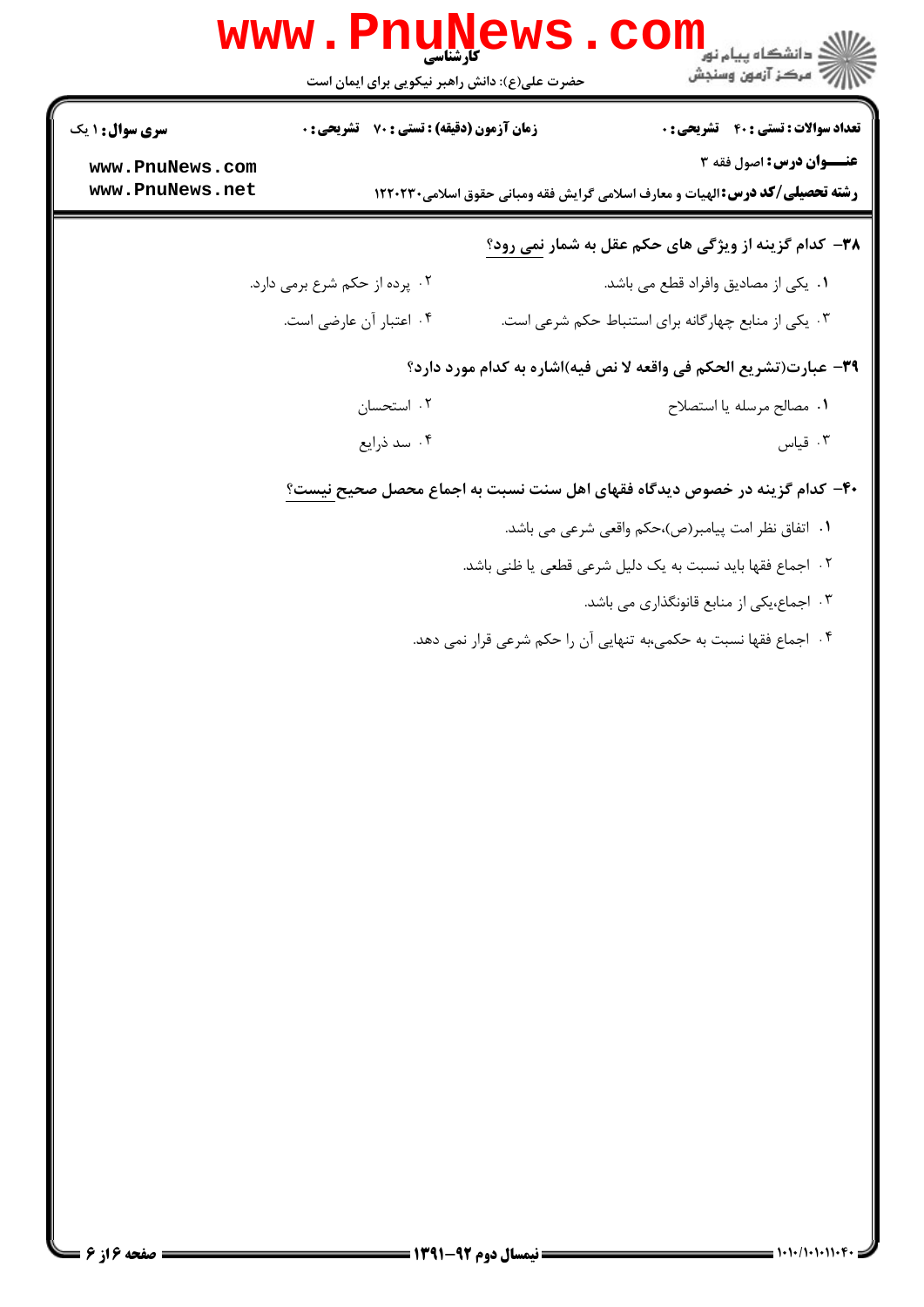**۳۸- کدام گزینه از ویژگی های حکم عقل به شمار نمی رود؟**

۱. یکی از مصادیق وافراد قطع می باشد.

۲. پرده از حکم شرع برمی دارد.

۳. یکی از منابع چهارگانه برای استنباط حکم شرعی است.

۴. اعتبار آن عارضی است.

**۳۹- عبارت(تشریع الحکم فی واقعه لا نص فیه)اشاره به کدام مورد دارد؟**

۱. مصالح مرسله یا استصلاح

۲. استحسان

۳. قیاس

۴. سد ذرایع

**۴۰- کدام گزینه در خصوص دیدگاه فقهای اهل سنت نسبت به اجماع محصل صحیح نیست؟**

۱. اتفاق نظر امت پیامبر(ص)،حکم واقعی شرعی می باشد.

۲. اجماع فقها باید نسبت به یک دلیل شرعی قطعی یا ظنی باشد.

۳. اجماع،یکی از منابع قانونگذاری می باشد.

۴. اجماع فقها نسبت به حکمی،به تنهایی آن را حکم شرعی قرار نمی دهد.